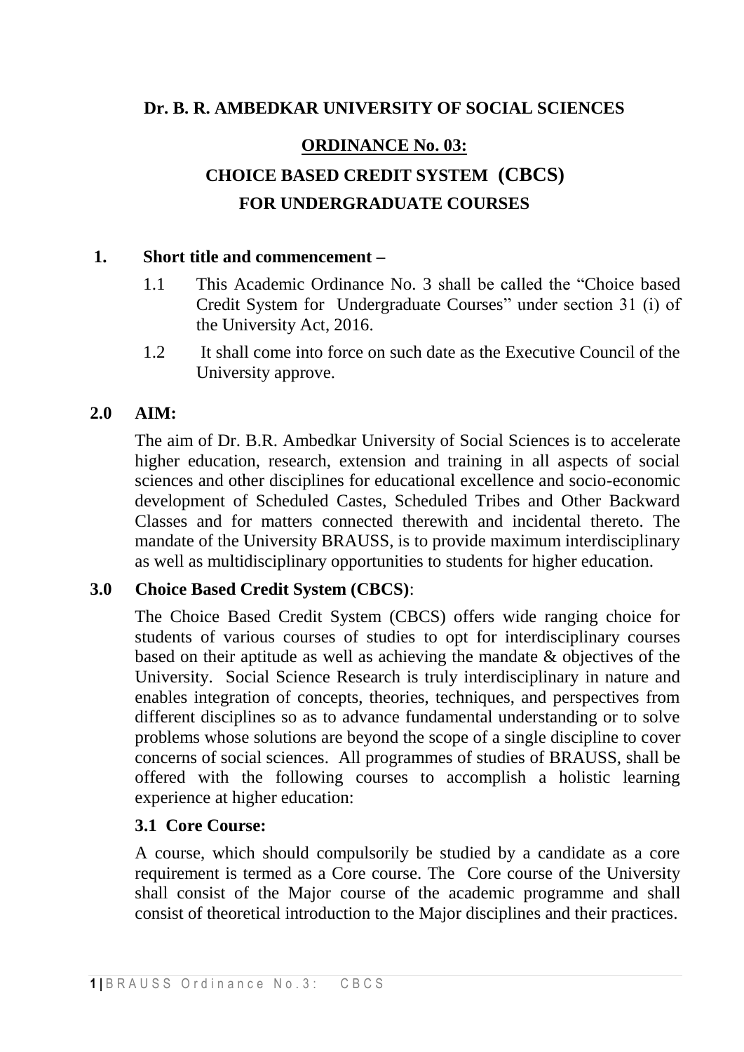# Dr. B. R. AMBEDKAR UNIVERSITY OF SOCIAL SCIENCES

## ORDINANCE No. 03:

## CHOICE BASED CREDIT SYSTEM (CBCS) FOR UNDERGRADUATE COURSES

### 1. Short title and commencement –

1.1 This Academic Ordinance No. 3 shall be called the "Choice based Credit System for Undergraduate Courses" under section 31 (i) of the University Act, 2016.

1.2 It shall come into force on such date as the Executive Council of the University approve.

### 2.0 AIM:

The aim of Dr. B.R. Ambedkar University of Social Sciences is to accelerate higher education, research, extension and training in all aspects of social sciences and other disciplines for educational excellence and socio-economic development of Scheduled Castes, Scheduled Tribes and Other Backward Classes and for matters connected therewith and incidental thereto. The mandate of the University BRAUSS, is to provide maximum interdisciplinary as well as multidisciplinary opportunities to students for higher education.

### 3.0 Choice Based Credit System (CBCS):

The Choice Based Credit System (CBCS) offers wide ranging choice for students of various courses of studies to opt for interdisciplinary courses based on their aptitude as well as achieving the mandate & objectives of the University. Social Science Research is truly interdisciplinary in nature and enables integration of concepts, theories, techniques, and perspectives from different disciplines so as to advance fundamental understanding or to solve problems whose solutions are beyond the scope of a single discipline to cover concerns of social sciences. All programmes of studies of BRAUSS, shall be offered with the following courses to accomplish a holistic learning experience at higher education:

#### 3.1 Core Course:

A course, which should compulsorily be studied by a candidate as a core requirement is termed as a Core course. The Core course of the University shall consist of the Major course of the academic programme and shall consist of theoretical introduction to the Major disciplines and their practices.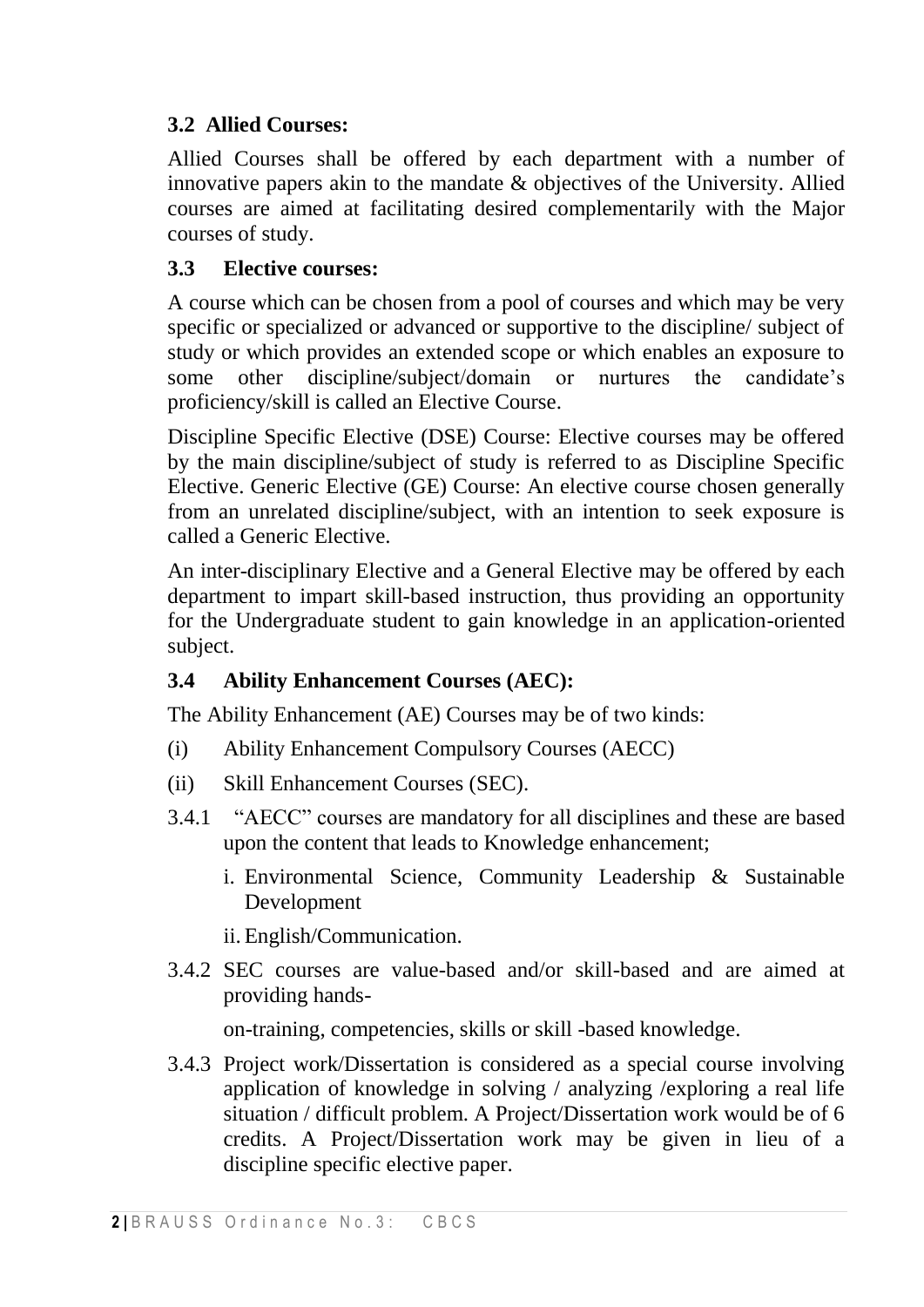### 3.2 Allied Courses:

Allied Courses shall be offered by each department with a number of innovative papers akin to the mandate & objectives of the University. Allied courses are aimed at facilitating desired complementarily with the Major courses of study.

### 3.3 Elective courses:

A course which can be chosen from a pool of courses and which may be very specific or specialized or advanced or supportive to the discipline/ subject of study or which provides an extended scope or which enables an exposure to some other discipline/subject/domain or nurtures the candidate's proficiency/skill is called an Elective Course.

Discipline Specific Elective (DSE) Course: Elective courses may be offered by the main discipline/subject of study is referred to as Discipline Specific Elective. Generic Elective (GE) Course: An elective course chosen generally from an unrelated discipline/subject, with an intention to seek exposure is called a Generic Elective.

An inter-disciplinary Elective and a General Elective may be offered by each department to impart skill-based instruction, thus providing an opportunity for the Undergraduate student to gain knowledge in an application-oriented subject.

### 3.4 Ability Enhancement Courses (AEC):

The Ability Enhancement (AE) Courses may be of two kinds:

(i) Ability Enhancement Compulsory Courses (AECC)

(ii) Skill Enhancement Courses (SEC).

3.4.1 "AECC" courses are mandatory for all disciplines and these are based upon the content that leads to Knowledge enhancement;

i. Environmental Science, Community Leadership & Sustainable Development

ii. English/Communication.

3.4.2 SEC courses are value-based and/or skill-based and are aimed at providing hands-

on-training, competencies, skills or skill -based knowledge.

3.4.3 Project work/Dissertation is considered as a special course involving application of knowledge in solving / analyzing /exploring a real life situation / difficult problem. A Project/Dissertation work would be of 6 credits. A Project/Dissertation work may be given in lieu of a discipline specific elective paper.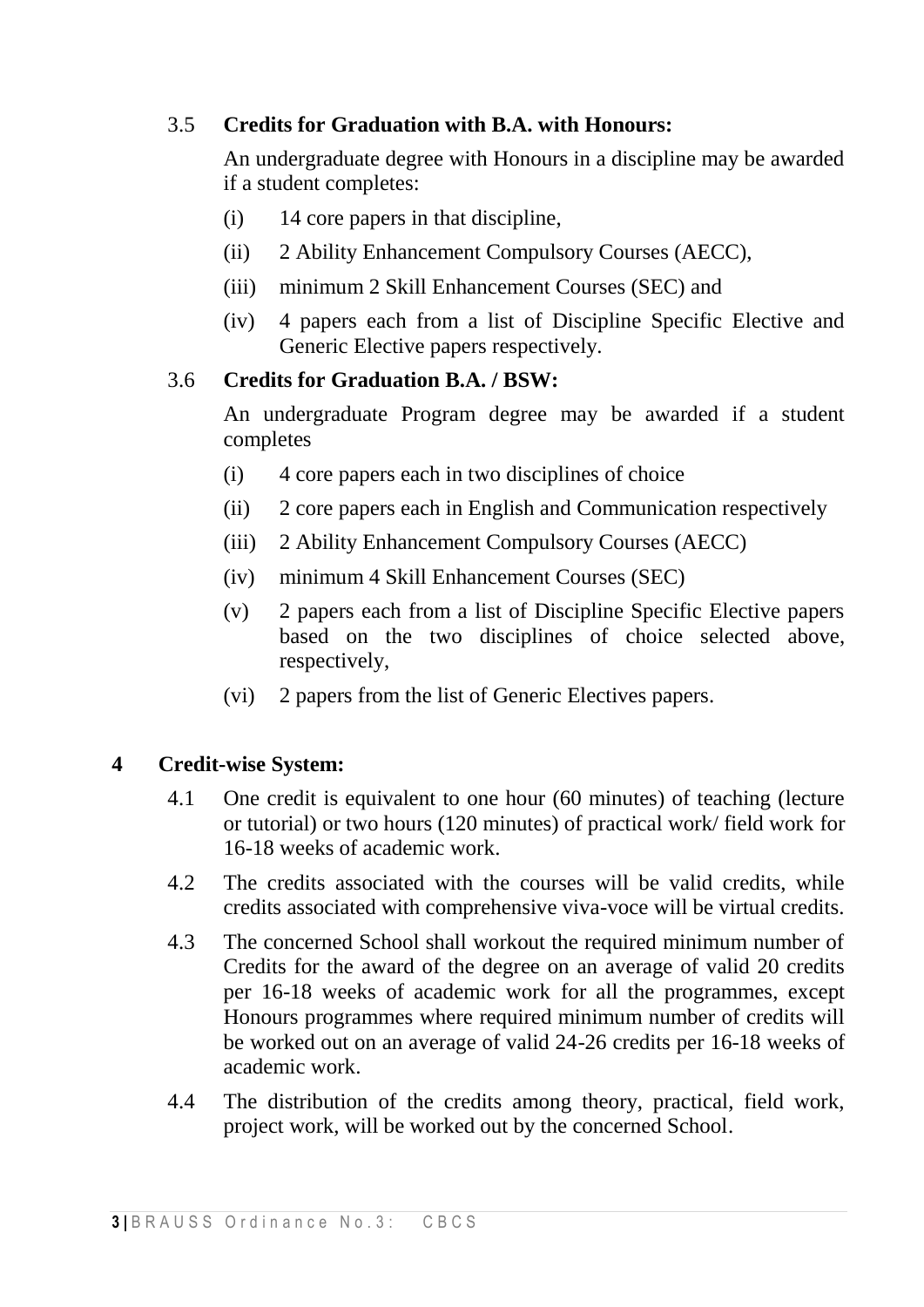3.5 **Credits for Graduation with B.A. with Honours:**

An undergraduate degree with Honours in a discipline may be awarded if a student completes:

(i) 14 core papers in that discipline,

(ii) 2 Ability Enhancement Compulsory Courses (AECC),

(iii) minimum 2 Skill Enhancement Courses (SEC) and

(iv) 4 papers each from a list of Discipline Specific Elective and Generic Elective papers respectively.

3.6 **Credits for Graduation B.A. / BSW:**

An undergraduate Program degree may be awarded if a student completes

(i) 4 core papers each in two disciplines of choice

(ii) 2 core papers each in English and Communication respectively

(iii) 2 Ability Enhancement Compulsory Courses (AECC)

(iv) minimum 4 Skill Enhancement Courses (SEC)

(v) 2 papers each from a list of Discipline Specific Elective papers based on the two disciplines of choice selected above, respectively,

(vi) 2 papers from the list of Generic Electives papers.

## 4 Credit-wise System:

4.1 One credit is equivalent to one hour (60 minutes) of teaching (lecture or tutorial) or two hours (120 minutes) of practical work/ field work for 16-18 weeks of academic work.

4.2 The credits associated with the courses will be valid credits, while credits associated with comprehensive viva-voce will be virtual credits.

4.3 The concerned School shall workout the required minimum number of Credits for the award of the degree on an average of valid 20 credits per 16-18 weeks of academic work for all the programmes, except Honours programmes where required minimum number of credits will be worked out on an average of valid 24-26 credits per 16-18 weeks of academic work.

4.4 The distribution of the credits among theory, practical, field work, project work, will be worked out by the concerned School.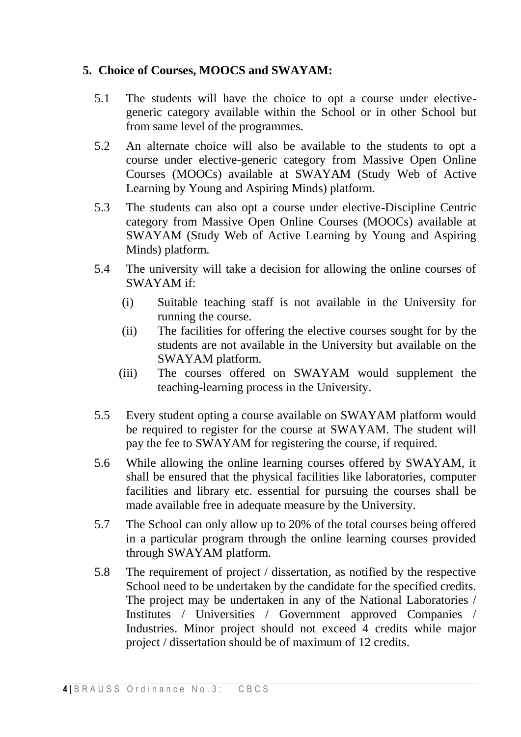## 5. Choice of Courses, MOOCS and SWAYAM:

5.1 The students will have the choice to opt a course under elective-generic category available within the School or in other School but from same level of the programmes.

5.2 An alternate choice will also be available to the students to opt a course under elective-generic category from Massive Open Online Courses (MOOCs) available at SWAYAM (Study Web of Active Learning by Young and Aspiring Minds) platform.

5.3 The students can also opt a course under elective-Discipline Centric category from Massive Open Online Courses (MOOCs) available at SWAYAM (Study Web of Active Learning by Young and Aspiring Minds) platform.

5.4 The university will take a decision for allowing the online courses of SWAYAM if:

(i) Suitable teaching staff is not available in the University for running the course.

(ii) The facilities for offering the elective courses sought for by the students are not available in the University but available on the SWAYAM platform.

(iii) The courses offered on SWAYAM would supplement the teaching-learning process in the University.

5.5 Every student opting a course available on SWAYAM platform would be required to register for the course at SWAYAM. The student will pay the fee to SWAYAM for registering the course, if required.

5.6 While allowing the online learning courses offered by SWAYAM, it shall be ensured that the physical facilities like laboratories, computer facilities and library etc. essential for pursuing the courses shall be made available free in adequate measure by the University.

5.7 The School can only allow up to 20% of the total courses being offered in a particular program through the online learning courses provided through SWAYAM platform.

5.8 The requirement of project / dissertation, as notified by the respective School need to be undertaken by the candidate for the specified credits. The project may be undertaken in any of the National Laboratories / Institutes / Universities / Government approved Companies / Industries. Minor project should not exceed 4 credits while major project / dissertation should be of maximum of 12 credits.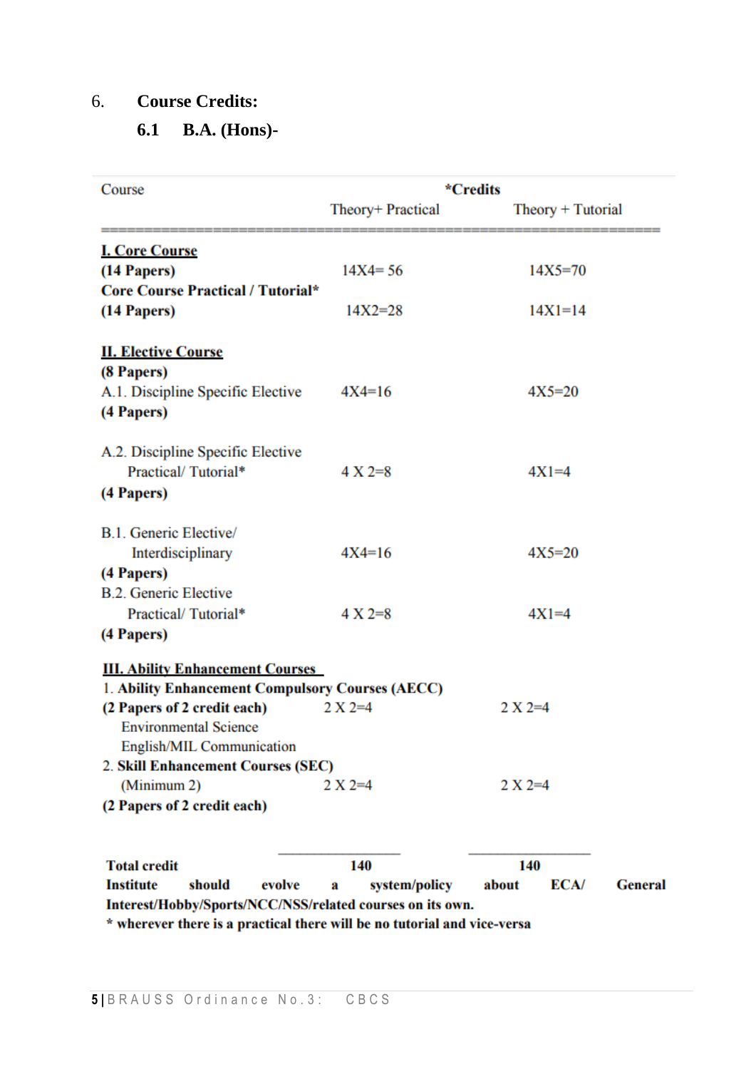6. **Course Credits:**

**6.1 B.A. (Hons)-**

| Course | *Credits | |
|---|---|---|
| | Theory+ Practical | Theory + Tutorial |
| **I. Core Course** | | |
| **(14 Papers)** | 14X4= 56 | 14X5=70 |
| **Core Course Practical / Tutorial*** | | |
| **(14 Papers)** | 14X2=28 | 14X1=14 |
| **II. Elective Course** | | |
| **(8 Papers)** | | |
| A.1. Discipline Specific Elective **(4 Papers)** | 4X4=16 | 4X5=20 |
| A.2. Discipline Specific Elective Practical/ Tutorial* **(4 Papers)** | 4 X 2=8 | 4X1=4 |
| B.1. Generic Elective/ Interdisciplinary **(4 Papers)** | 4X4=16 | 4X5=20 |
| B.2. Generic Elective Practical/ Tutorial* **(4 Papers)** | 4 X 2=8 | 4X1=4 |
| **III. Ability Enhancement Courses** | | |
| 1. **Ability Enhancement Compulsory Courses (AECC)** | | |
| **(2 Papers of 2 credit each)** Environmental Science, English/MIL Communication | 2 X 2=4 | 2 X 2=4 |
| 2. **Skill Enhancement Courses (SEC)** (Minimum 2) **(2 Papers of 2 credit each)** | 2 X 2=4 | 2 X 2=4 |
| **Total credit** | **140** | **140** |

**Institute should evolve a system/policy about ECA/ General Interest/Hobby/Sports/NCC/NSS/related courses on its own.**

**\* wherever there is a practical there will be no tutorial and vice-versa**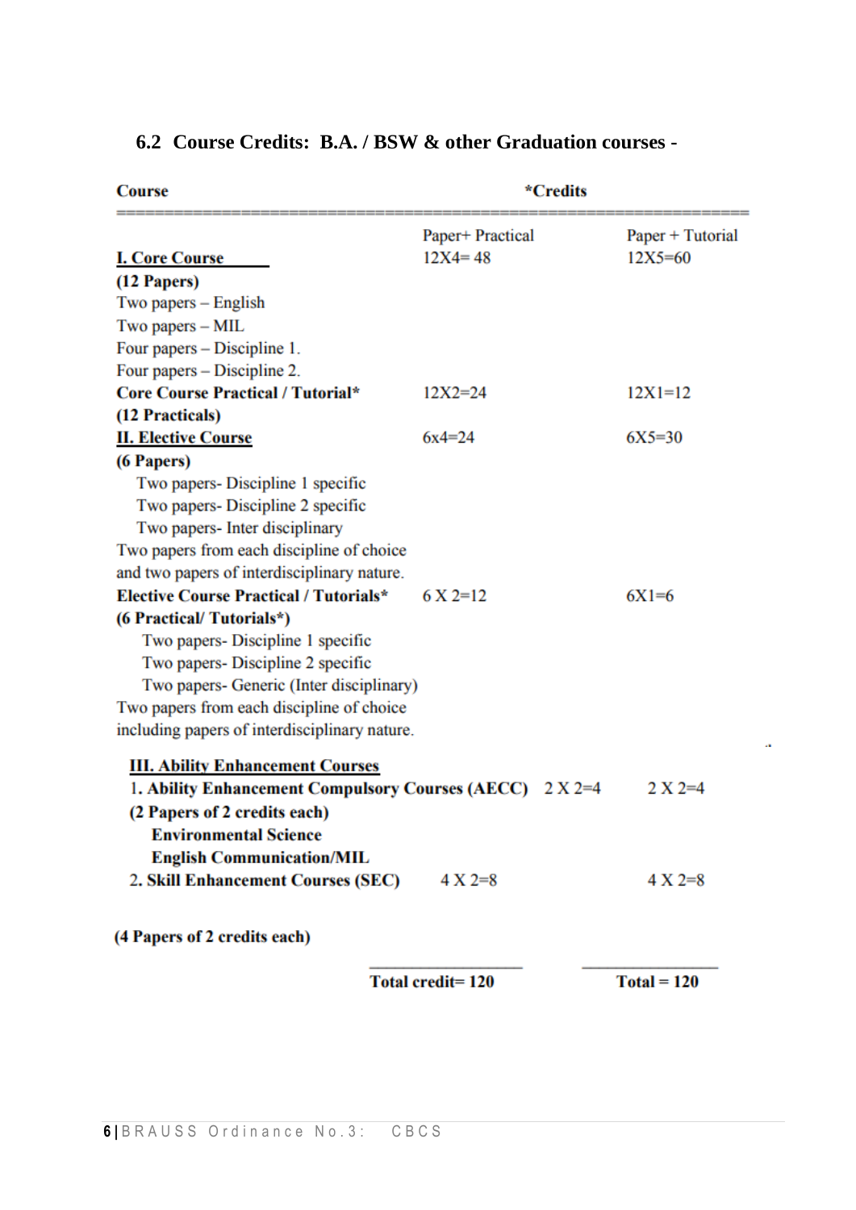## 6.2 Course Credits: B.A. / BSW & other Graduation courses -

| Course | *Credits | |
|---|---|---|
| | Paper+ Practical | Paper + Tutorial |
| **I. Core Course** | 12X4= 48 | 12X5=60 |
| **(12 Papers)**<br>Two papers – English<br>Two papers – MIL<br>Four papers – Discipline 1.<br>Four papers – Discipline 2. | | |
| **Core Course Practical / Tutorial***<br>**(12 Practicals)** | 12X2=24 | 12X1=12 |
| **II. Elective Course**<br>**(6 Papers)**<br>Two papers- Discipline 1 specific<br>Two papers- Discipline 2 specific<br>Two papers- Inter disciplinary<br>Two papers from each discipline of choice and two papers of interdisciplinary nature. | 6x4=24 | 6X5=30 |
| **Elective Course Practical / Tutorials***<br>**(6 Practical/ Tutorials*)**<br>Two papers- Discipline 1 specific<br>Two papers- Discipline 2 specific<br>Two papers- Generic (Inter disciplinary)<br>Two papers from each discipline of choice including papers of interdisciplinary nature. | 6 X 2=12 | 6X1=6 |
| **III. Ability Enhancement Courses** | | |
| 1. **Ability Enhancement Compulsory Courses (AECC)**<br>**(2 Papers of 2 credits each)**<br>**Environmental Science**<br>**English Communication/MIL** | 2 X 2=4 | 2 X 2=4 |
| 2. **Skill Enhancement Courses (SEC)**<br>**(4 Papers of 2 credits each)** | 4 X 2=8 | 4 X 2=8 |
| | **Total credit= 120** | **Total = 120** |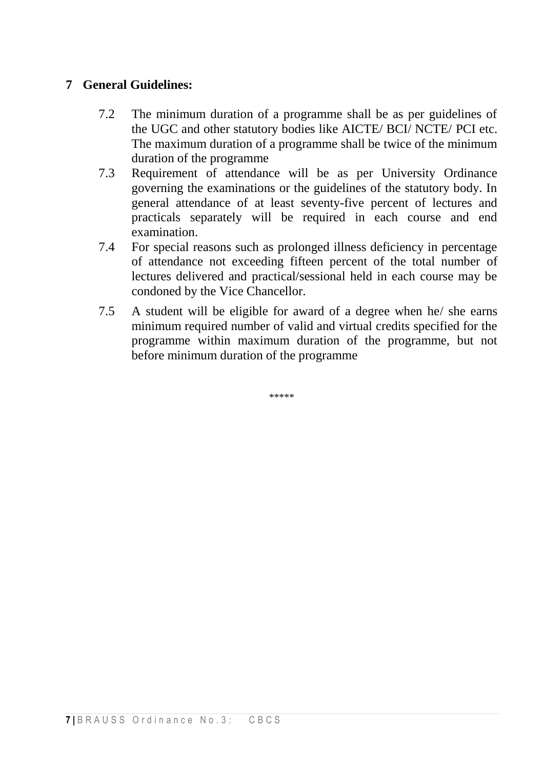## 7 General Guidelines:

7.2 The minimum duration of a programme shall be as per guidelines of the UGC and other statutory bodies like AICTE/ BCI/ NCTE/ PCI etc. The maximum duration of a programme shall be twice of the minimum duration of the programme

7.3 Requirement of attendance will be as per University Ordinance governing the examinations or the guidelines of the statutory body. In general attendance of at least seventy-five percent of lectures and practicals separately will be required in each course and end examination.

7.4 For special reasons such as prolonged illness deficiency in percentage of attendance not exceeding fifteen percent of the total number of lectures delivered and practical/sessional held in each course may be condoned by the Vice Chancellor.

7.5 A student will be eligible for award of a degree when he/ she earns minimum required number of valid and virtual credits specified for the programme within maximum duration of the programme, but not before minimum duration of the programme

*****